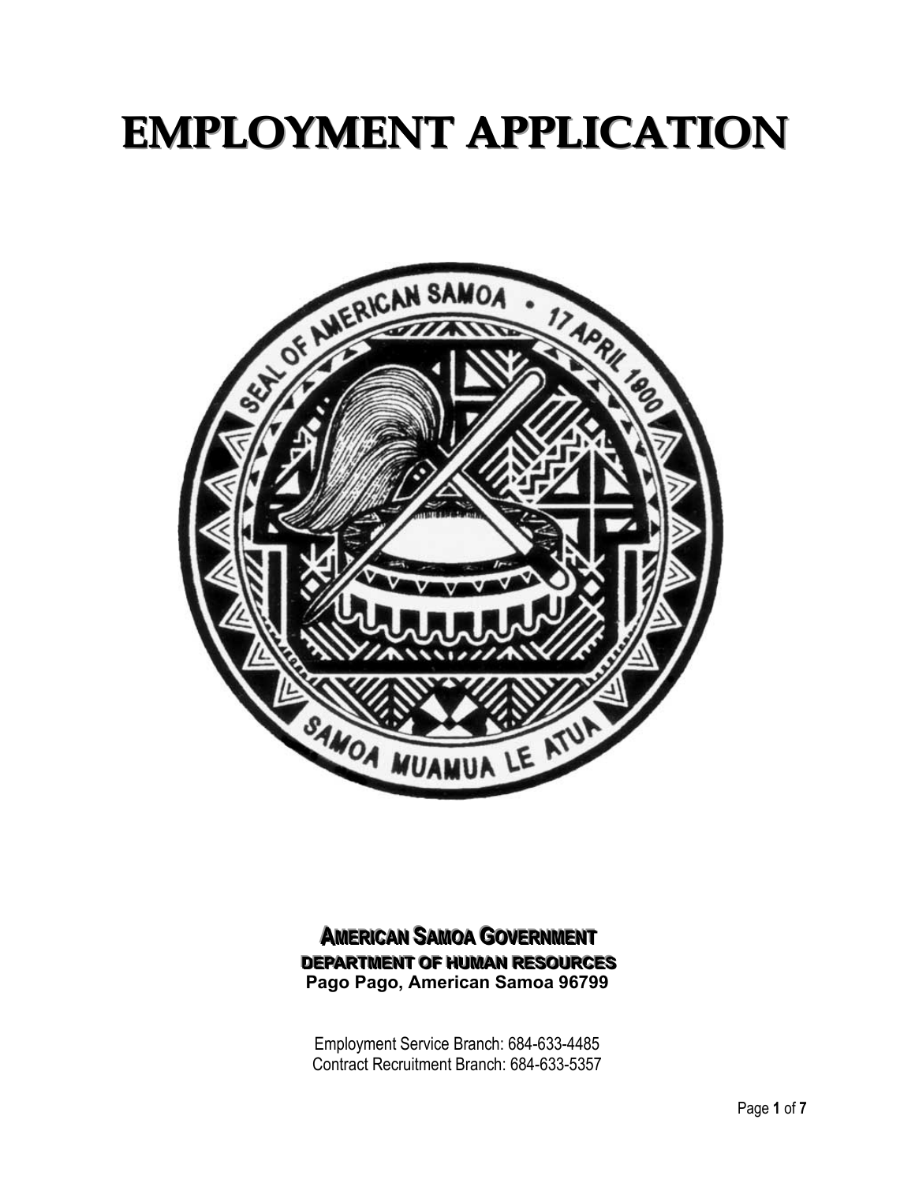# EMPLOYMENT APPLICATION

**AMERICAN SAMOA GOVERNMENT**
**DEPARTMENT OF HUMAN RESOURCES**
**Pago Pago, American Samoa 96799**

Employment Service Branch: 684-633-4485
Contract Recruitment Branch: 684-633-5357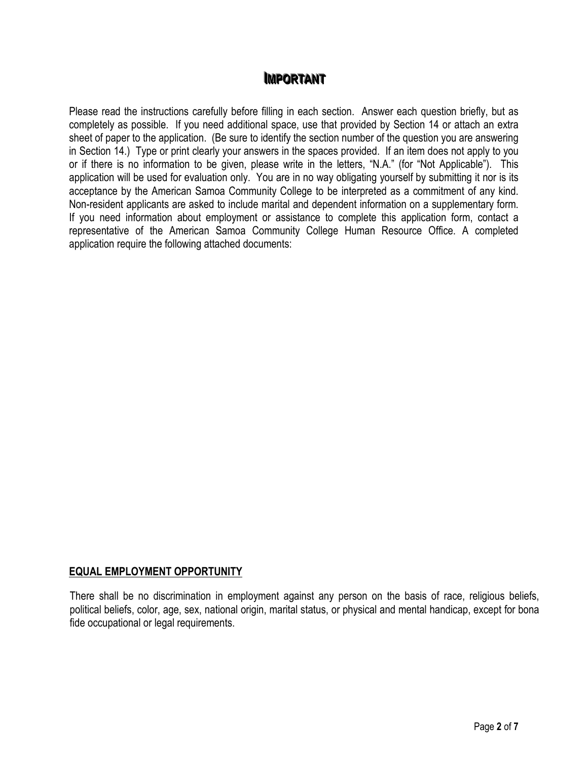# IMPORTANT

Please read the instructions carefully before filling in each section. Answer each question briefly, but as completely as possible. If you need additional space, use that provided by Section 14 or attach an extra sheet of paper to the application. (Be sure to identify the section number of the question you are answering in Section 14.) Type or print clearly your answers in the spaces provided. If an item does not apply to you or if there is no information to be given, please write in the letters, "N.A." (for "Not Applicable"). This application will be used for evaluation only. You are in no way obligating yourself by submitting it nor is its acceptance by the American Samoa Community College to be interpreted as a commitment of any kind. Non-resident applicants are asked to include marital and dependent information on a supplementary form. If you need information about employment or assistance to complete this application form, contact a representative of the American Samoa Community College Human Resource Office. A completed application require the following attached documents:

## EQUAL EMPLOYMENT OPPORTUNITY

There shall be no discrimination in employment against any person on the basis of race, religious beliefs, political beliefs, color, age, sex, national origin, marital status, or physical and mental handicap, except for bona fide occupational or legal requirements.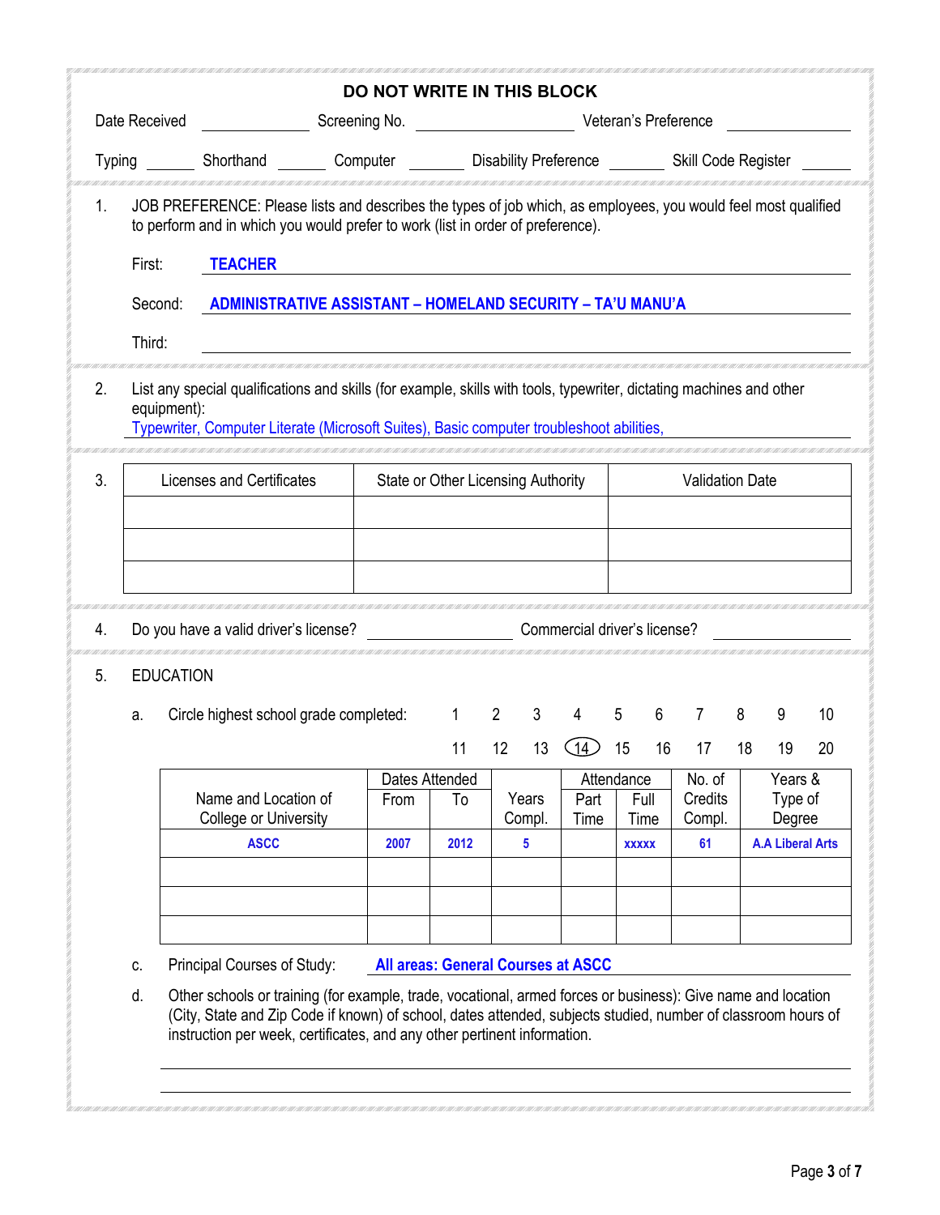## DO NOT WRITE IN THIS BLOCK

Date Received ____________ Screening No. ________________ Veteran's Preference ____________

Typing ______ Shorthand ______ Computer _______ Disability Preference _______ Skill Code Register ______

1. JOB PREFERENCE: Please lists and describes the types of job which, as employees, you would feel most qualified to perform and in which you would prefer to work (list in order of preference).

   First: **TEACHER**

   Second: **ADMINISTRATIVE ASSISTANT – HOMELAND SECURITY – TA'U MANU'A**

   Third: ____________________

2. List any special qualifications and skills (for example, skills with tools, typewriter, dictating machines and other equipment):
   Typewriter, Computer Literate (Microsoft Suites), Basic computer troubleshoot abilities,

3. 

| Licenses and Certificates | State or Other Licensing Authority | Validation Date |
|---|---|---|
| | | |
| | | |
| | | |

4. Do you have a valid driver's license? ______________ Commercial driver's license? ____________

5. EDUCATION

   a. Circle highest school grade completed: 1 2 3 4 5 6 7 8 9 10 11 12 13 (14) 15 16 17 18 19 20

| Name and Location of College or University | Dates Attended | | Years Compl. | Attendance | | No. of Credits Compl. | Years & Type of Degree |
|---|---|---|---|---|---|---|---|
| | From | To | | Part Time | Full Time | | |
| **ASCC** | **2007** | **2012** | **5** | | **xxxxx** | **61** | **A.A Liberal Arts** |
| | | | | | | | |
| | | | | | | | |
| | | | | | | | |

   c. Principal Courses of Study: **All areas: General Courses at ASCC**

   d. Other schools or training (for example, trade, vocational, armed forces or business): Give name and location (City, State and Zip Code if known) of school, dates attended, subjects studied, number of classroom hours of instruction per week, certificates, and any other pertinent information.

   ______________________________________________

   ______________________________________________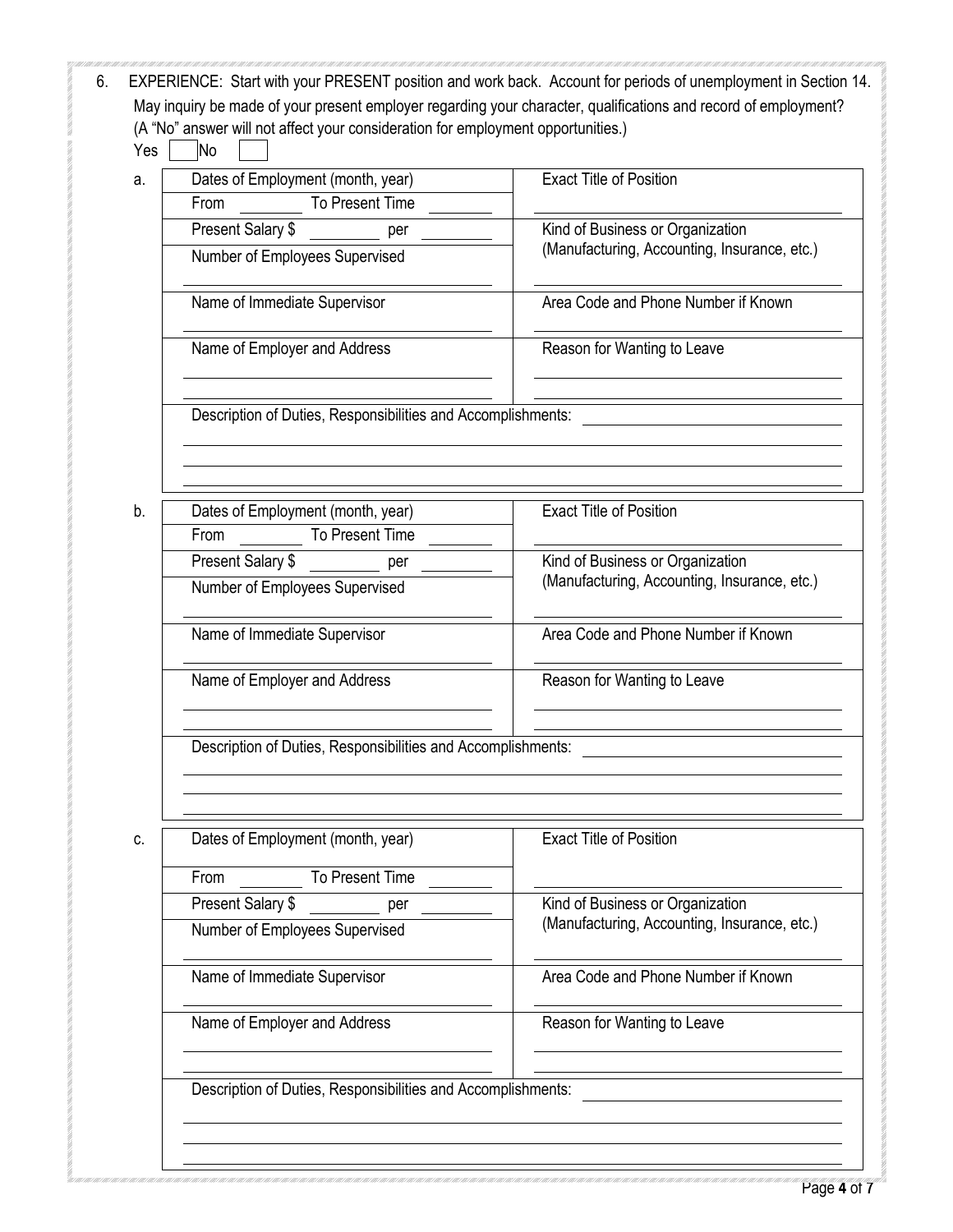6. EXPERIENCE: Start with your PRESENT position and work back. Account for periods of unemployment in Section 14.

May inquiry be made of your present employer regarding your character, qualifications and record of employment? (A "No" answer will not affect your consideration for employment opportunities.)

Yes ☐ No ☐

a.

| | |
|---|---|
| Dates of Employment (month, year)<br>From ________ To Present Time ________ | Exact Title of Position<br>________________________ |
| Present Salary $ ________ per ________<br>Number of Employees Supervised<br>________________________ | Kind of Business or Organization<br>(Manufacturing, Accounting, Insurance, etc.)<br>________________________ |
| Name of Immediate Supervisor<br>________________________ | Area Code and Phone Number if Known<br>________________________ |
| Name of Employer and Address<br>________________________<br>________________________ | Reason for Wanting to Leave<br>________________________<br>________________________ |
| Description of Duties, Responsibilities and Accomplishments: ________________________ | |

b.

| | |
|---|---|
| Dates of Employment (month, year)<br>From ________ To Present Time ________ | Exact Title of Position<br>________________________ |
| Present Salary $ ________ per ________<br>Number of Employees Supervised<br>________________________ | Kind of Business or Organization<br>(Manufacturing, Accounting, Insurance, etc.)<br>________________________ |
| Name of Immediate Supervisor<br>________________________ | Area Code and Phone Number if Known<br>________________________ |
| Name of Employer and Address<br>________________________<br>________________________ | Reason for Wanting to Leave<br>________________________<br>________________________ |
| Description of Duties, Responsibilities and Accomplishments: ________________________ | |

c.

| | |
|---|---|
| Dates of Employment (month, year)<br>From ________ To Present Time ________ | Exact Title of Position<br>________________________ |
| Present Salary $ ________ per ________<br>Number of Employees Supervised<br>________________________ | Kind of Business or Organization<br>(Manufacturing, Accounting, Insurance, etc.)<br>________________________ |
| Name of Immediate Supervisor<br>________________________ | Area Code and Phone Number if Known<br>________________________ |
| Name of Employer and Address<br>________________________<br>________________________ | Reason for Wanting to Leave<br>________________________<br>________________________ |
| Description of Duties, Responsibilities and Accomplishments: ________________________ | |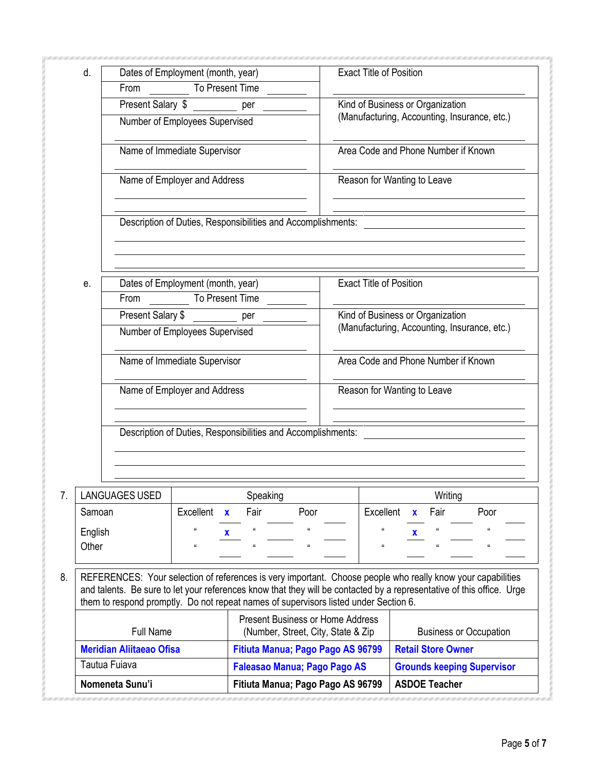d.

| Dates of Employment (month, year) | Exact Title of Position |
|---|---|
| From ________ To Present Time ________ | |
| Present Salary $ ________ per ________ | Kind of Business or Organization (Manufacturing, Accounting, Insurance, etc.) |
| Number of Employees Supervised | |
| Name of Immediate Supervisor | Area Code and Phone Number if Known |
| Name of Employer and Address | Reason for Wanting to Leave |
| Description of Duties, Responsibilities and Accomplishments: | |

e.

| Dates of Employment (month, year) | Exact Title of Position |
|---|---|
| From ________ To Present Time ________ | |
| Present Salary $ ________ per ________ | Kind of Business or Organization (Manufacturing, Accounting, Insurance, etc.) |
| Number of Employees Supervised | |
| Name of Immediate Supervisor | Area Code and Phone Number if Known |
| Name of Employer and Address | Reason for Wanting to Leave |
| Description of Duties, Responsibilities and Accomplishments: | |

7.

| LANGUAGES USED | Speaking | | | Writing | | |
|---|---|---|---|---|---|---|
| | Excellent | Fair | Poor | Excellent | Fair | Poor |
| Samoan | x | | | x | | |
| English | x | | | x | | |
| Other | | | | | | |

8. REFERENCES: Your selection of references is very important. Choose people who really know your capabilities and talents. Be sure to let your references know that they will be contacted by a representative of this office. Urge them to respond promptly. Do not repeat names of supervisors listed under Section 6.

| Full Name | Present Business or Home Address (Number, Street, City, State & Zip | Business or Occupation |
|---|---|---|
| **Meridian Aliitaeao Ofisa** | **Fitiuta Manua; Pago Pago AS 96799** | **Retail Store Owner** |
| Tautua Fuiava | **Faleasao Manua; Pago Pago AS** | **Grounds keeping Supervisor** |
| **Nomeneta Sunu'i** | **Fitiuta Manua; Pago Pago AS 96799** | **ASDOE Teacher** |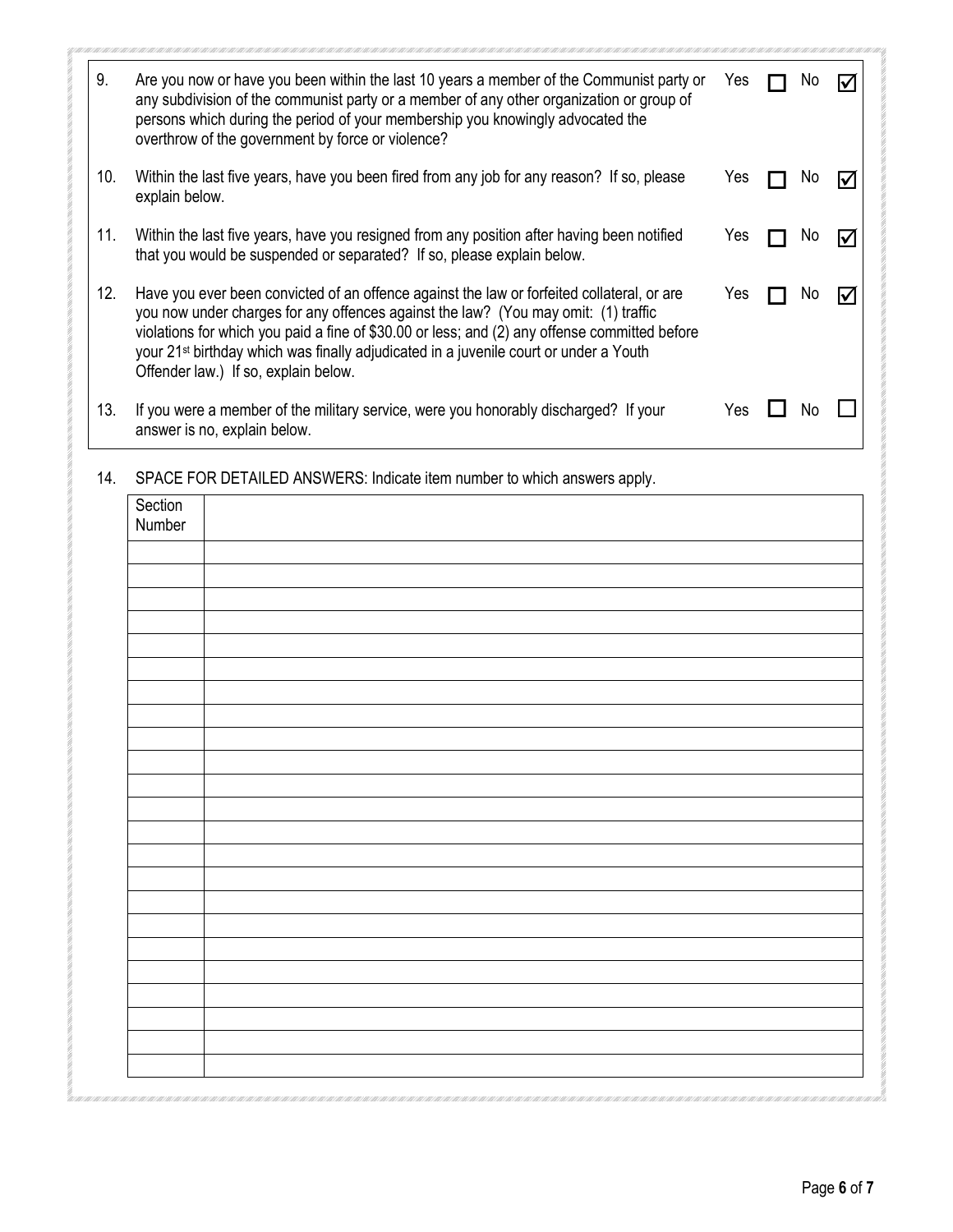| | | Yes | | No | |
|---|---|---|---|---|---|
| 9. | Are you now or have you been within the last 10 years a member of the Communist party or any subdivision of the communist party or a member of any other organization or group of persons which during the period of your membership you knowingly advocated the overthrow of the government by force or violence? | Yes | ☐ | No | ☑ |
| 10. | Within the last five years, have you been fired from any job for any reason? If so, please explain below. | Yes | ☐ | No | ☑ |
| 11. | Within the last five years, have you resigned from any position after having been notified that you would be suspended or separated? If so, please explain below. | Yes | ☐ | No | ☑ |
| 12. | Have you ever been convicted of an offence against the law or forfeited collateral, or are you now under charges for any offences against the law? (You may omit: (1) traffic violations for which you paid a fine of $30.00 or less; and (2) any offense committed before your 21st birthday which was finally adjudicated in a juvenile court or under a Youth Offender law.) If so, explain below. | Yes | ☐ | No | ☑ |
| 13. | If you were a member of the military service, were you honorably discharged? If your answer is no, explain below. | Yes | ☐ | No | ☐ |

14. SPACE FOR DETAILED ANSWERS: Indicate item number to which answers apply.

| Section Number | |
|---|---|
| | |
| | |
| | |
| | |
| | |
| | |
| | |
| | |
| | |
| | |
| | |
| | |
| | |
| | |
| | |
| | |
| | |
| | |
| | |
| | |
| | |
| | |
| | |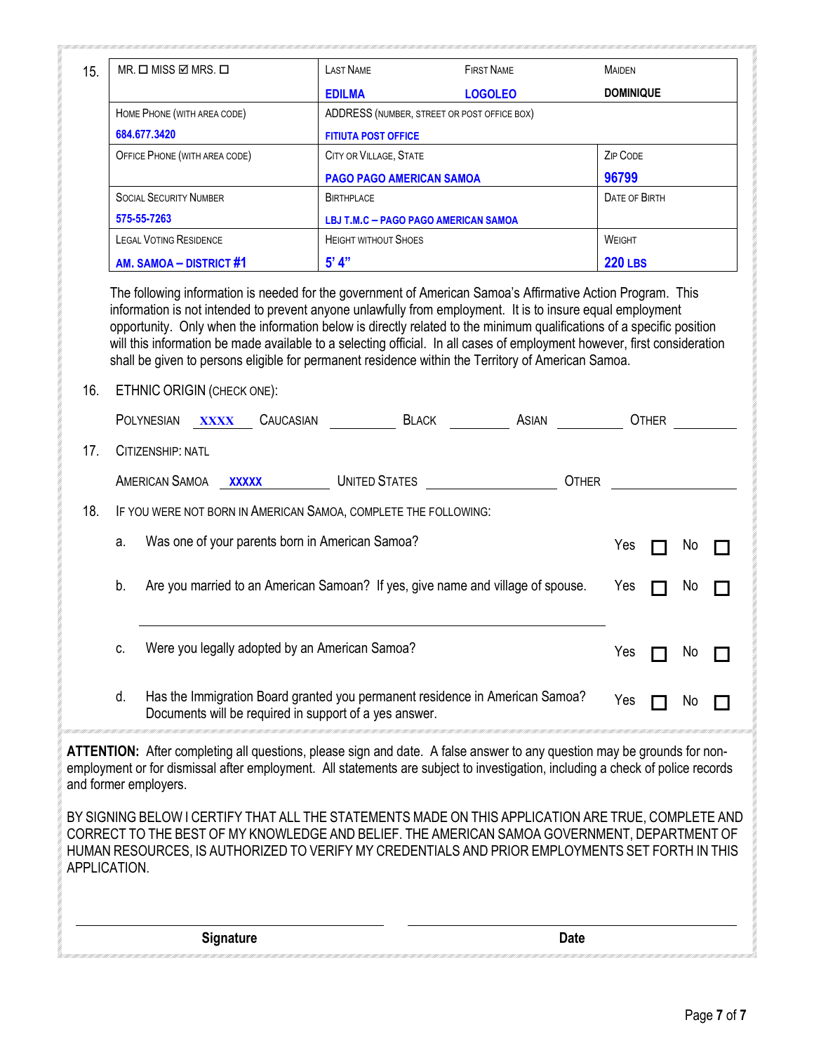15.

| MR. ☐ MISS ☑ MRS. ☐ | LAST NAME | FIRST NAME | MAIDEN |
|---|---|---|---|
| | EDILMA | LOGOLEO | DOMINIQUE |
| HOME PHONE (WITH AREA CODE) | ADDRESS (NUMBER, STREET OR POST OFFICE BOX) | | |
| 684.677.3420 | FITIUTA POST OFFICE | | |
| OFFICE PHONE (WITH AREA CODE) | CITY OR VILLAGE, STATE | | ZIP CODE |
| | PAGO PAGO AMERICAN SAMOA | | 96799 |
| SOCIAL SECURITY NUMBER | BIRTHPLACE | | DATE OF BIRTH |
| 575-55-7263 | LBJ T.M.C – PAGO PAGO AMERICAN SAMOA | | |
| LEGAL VOTING RESIDENCE | HEIGHT WITHOUT SHOES | | WEIGHT |
| AM. SAMOA – DISTRICT #1 | 5' 4" | | 220 LBS |

The following information is needed for the government of American Samoa's Affirmative Action Program. This information is not intended to prevent anyone unlawfully from employment. It is to insure equal employment opportunity. Only when the information below is directly related to the minimum qualifications of a specific position will this information be made available to a selecting official. In all cases of employment however, first consideration shall be given to persons eligible for permanent residence within the Territory of American Samoa.

16. ETHNIC ORIGIN (CHECK ONE):

POLYNESIAN XXXX CAUCASIAN ______ BLACK ______ ASIAN ______ OTHER ______

17. CITIZENSHIP: NATL

AMERICAN SAMOA XXXXX UNITED STATES ______ OTHER ______

18. IF YOU WERE NOT BORN IN AMERICAN SAMOA, COMPLETE THE FOLLOWING:

a. Was one of your parents born in American Samoa? Yes ☐ No ☐

b. Are you married to an American Samoan? If yes, give name and village of spouse. Yes ☐ No ☐

______________________________

c. Were you legally adopted by an American Samoa? Yes ☐ No ☐

d. Has the Immigration Board granted you permanent residence in American Samoa? Documents will be required in support of a yes answer. Yes ☐ No ☐

**ATTENTION:** After completing all questions, please sign and date. A false answer to any question may be grounds for non-employment or for dismissal after employment. All statements are subject to investigation, including a check of police records and former employers.

BY SIGNING BELOW I CERTIFY THAT ALL THE STATEMENTS MADE ON THIS APPLICATION ARE TRUE, COMPLETE AND CORRECT TO THE BEST OF MY KNOWLEDGE AND BELIEF. THE AMERICAN SAMOA GOVERNMENT, DEPARTMENT OF HUMAN RESOURCES, IS AUTHORIZED TO VERIFY MY CREDENTIALS AND PRIOR EMPLOYMENTS SET FORTH IN THIS APPLICATION.

______________________________ ______________________________

**Signature** **Date**